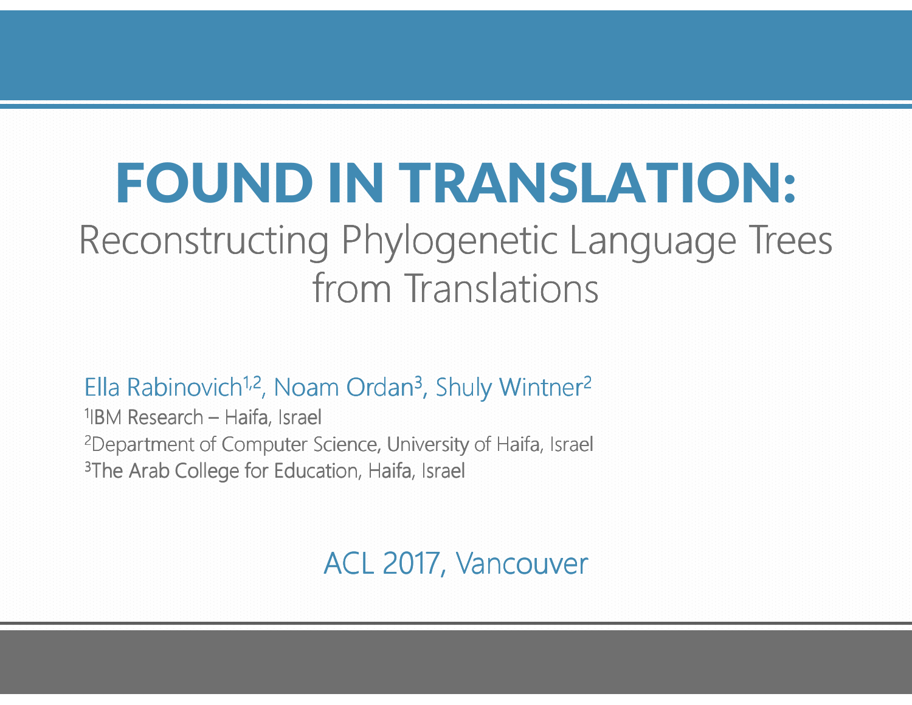# FOUND IN TRANSLATION:

## Reconstructing Phylogenetic Language Trees from Translations

Ella Rabinovich[1,2], Noam Ordan[3], Shuly Wintner[2]

[1]IBM Research – Haifa, Israel

[2]Department of Computer Science, University of Haifa, Israel

[3]The Arab College for Education, Haifa, Israel

ACL 2017, Vancouver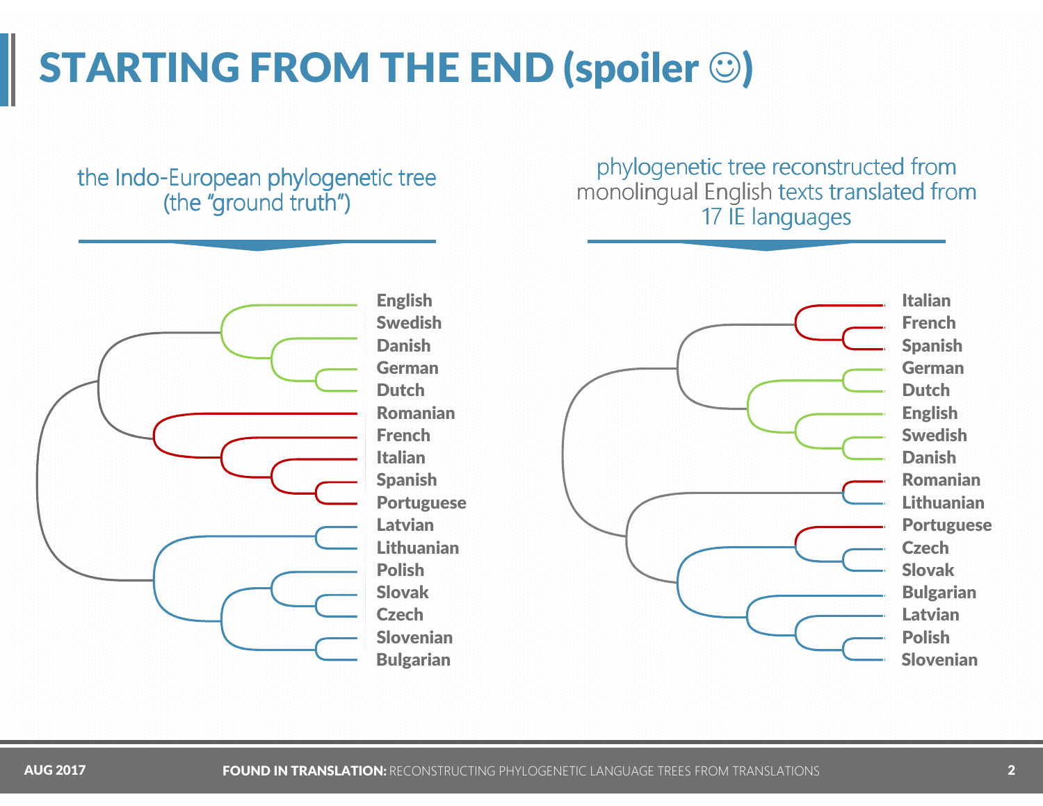# STARTING FROM THE END (spoiler ☺)

the Indo-European phylogenetic tree (the "ground truth")

English
Swedish
Danish
German
Dutch
Romanian
French
Italian
Spanish
Portuguese
Latvian
Lithuanian
Polish
Slovak
Czech
Slovenian
Bulgarian

phylogenetic tree reconstructed from monolingual English texts translated from 17 IE languages

Italian
French
Spanish
German
Dutch
English
Swedish
Danish
Romanian
Lithuanian
Portuguese
Czech
Slovak
Bulgarian
Latvian
Polish
Slovenian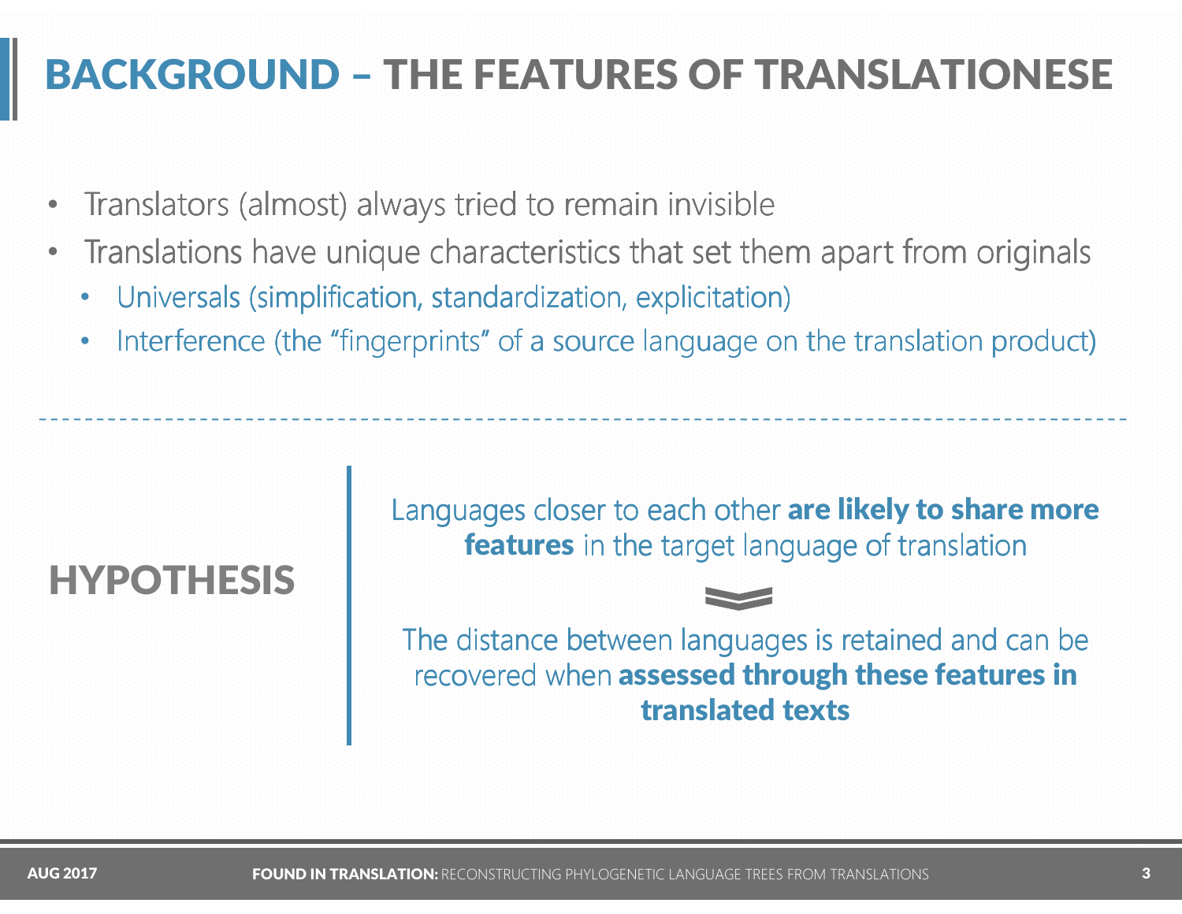# BACKGROUND – THE FEATURES OF TRANSLATIONESE

- Translators (almost) always tried to remain invisible
- Translations have unique characteristics that set them apart from originals
  - Universals (simplification, standardization, explicitation)
  - Interference (the "fingerprints" of a source language on the translation product)

---

## HYPOTHESIS

Languages closer to each other **are likely to share more features** in the target language of translation

The distance between languages is retained and can be recovered when **assessed through these features in translated texts**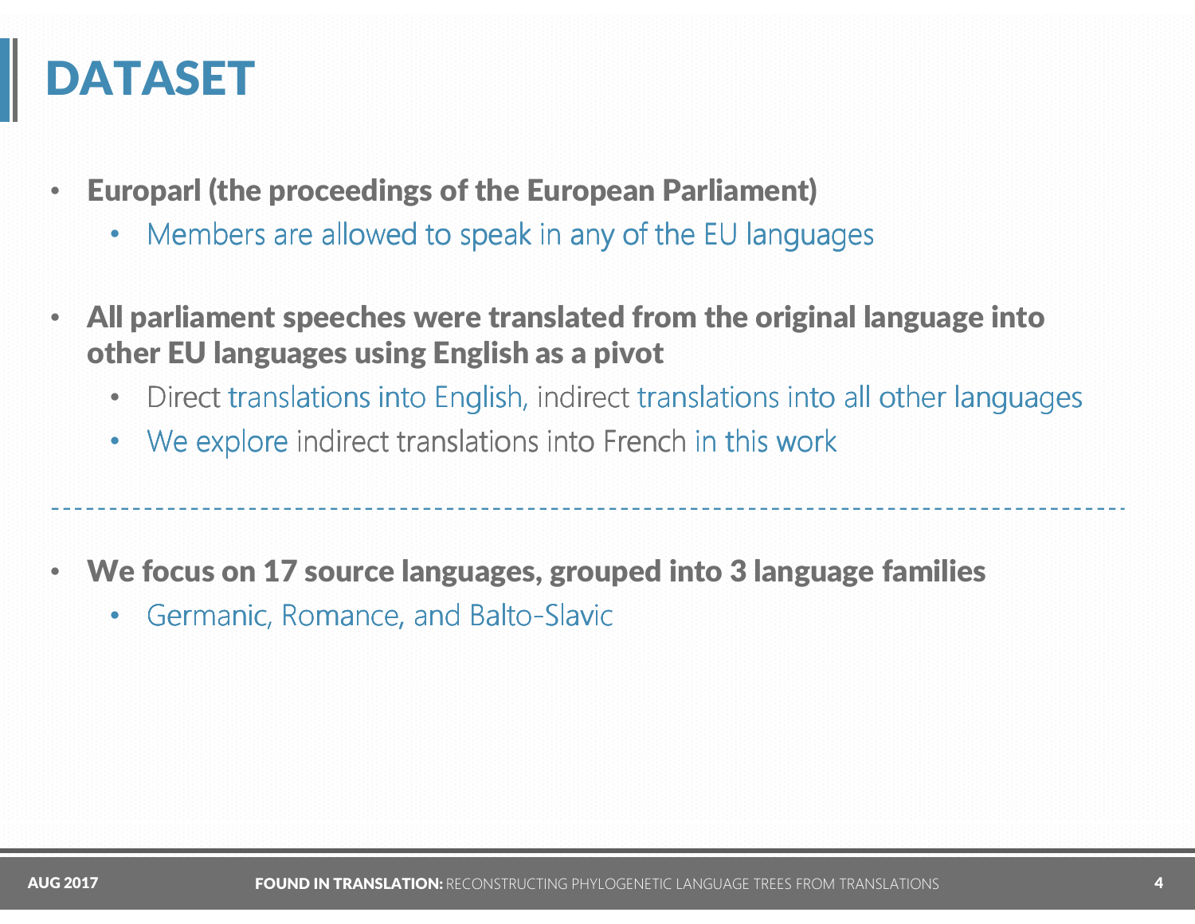# DATASET

- **Europarl (the proceedings of the European Parliament)**
  - Members are allowed to speak in any of the EU languages
- **All parliament speeches were translated from the original language into other EU languages using English as a pivot**
  - Direct translations into English, indirect translations into all other languages
  - We explore indirect translations into French in this work

---

- **We focus on 17 source languages, grouped into 3 language families**
  - Germanic, Romance, and Balto-Slavic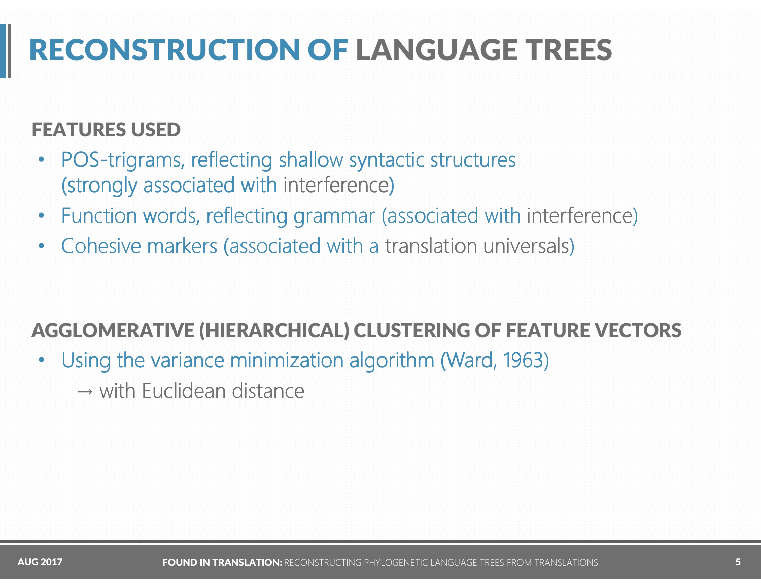# RECONSTRUCTION OF LANGUAGE TREES

## FEATURES USED

- POS-trigrams, reflecting shallow syntactic structures (strongly associated with interference)
- Function words, reflecting grammar (associated with interference)
- Cohesive markers (associated with a translation universals)

## AGGLOMERATIVE (HIERARCHICAL) CLUSTERING OF FEATURE VECTORS

- Using the variance minimization algorithm (Ward, 1963)
  → with Euclidean distance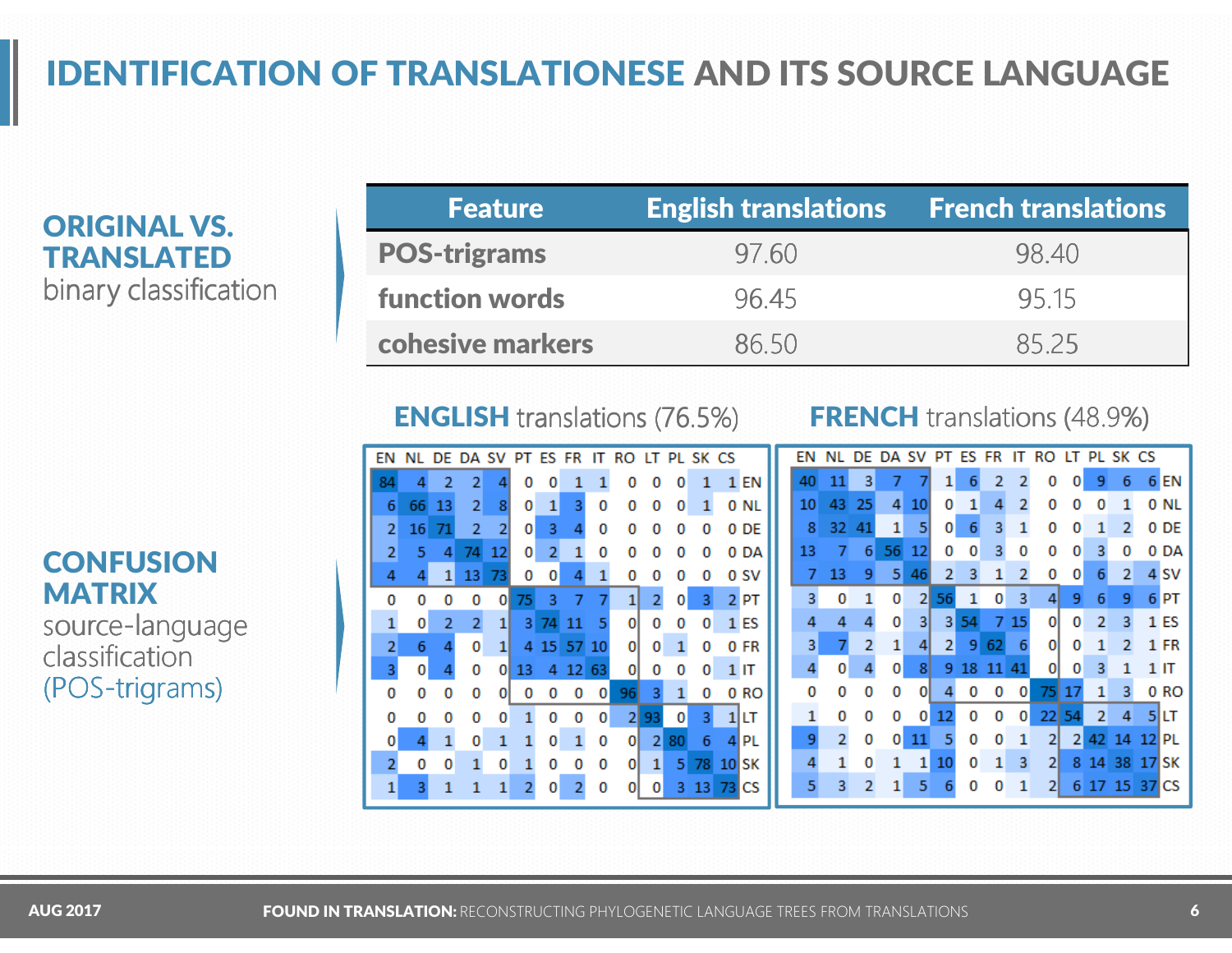# IDENTIFICATION OF TRANSLATIONESE AND ITS SOURCE LANGUAGE

## ORIGINAL VS. TRANSLATED
binary classification

| Feature | English translations | French translations |
|---|---|---|
| POS-trigrams | 97.60 | 98.40 |
| function words | 96.45 | 95.15 |
| cohesive markers | 86.50 | 85.25 |

## CONFUSION MATRIX
source-language classification (POS-trigrams)

**ENGLISH** translations (76.5%)

| | EN | NL | DE | DA | SV | PT | ES | FR | IT | RO | LT | PL | SK | CS |
|---|---|---|---|---|---|---|---|---|---|---|---|---|---|---|
| EN | 84 | 4 | 2 | 2 | 4 | 0 | 0 | 1 | 1 | 0 | 0 | 0 | 1 | 1 |
| NL | 6 | 66 | 13 | 2 | 8 | 0 | 1 | 3 | 0 | 0 | 0 | 0 | 1 | 0 |
| DE | 2 | 16 | 71 | 2 | 2 | 0 | 3 | 4 | 0 | 0 | 0 | 0 | 0 | 0 |
| DA | 2 | 5 | 4 | 74 | 12 | 0 | 2 | 1 | 0 | 0 | 0 | 0 | 0 | 0 |
| SV | 4 | 4 | 1 | 13 | 73 | 0 | 0 | 4 | 1 | 0 | 0 | 0 | 0 | 0 |
| PT | 0 | 0 | 0 | 0 | 0 | 75 | 3 | 7 | 7 | 1 | 2 | 0 | 3 | 2 |
| ES | 1 | 0 | 2 | 2 | 1 | 3 | 74 | 11 | 5 | 0 | 0 | 0 | 0 | 1 |
| FR | 2 | 6 | 4 | 0 | 1 | 4 | 15 | 57 | 10 | 0 | 0 | 1 | 0 | 0 |
| IT | 3 | 0 | 4 | 0 | 0 | 13 | 4 | 12 | 63 | 0 | 0 | 0 | 0 | 1 |
| RO | 0 | 0 | 0 | 0 | 0 | 0 | 0 | 0 | 0 | 96 | 3 | 1 | 0 | 0 |
| LT | 0 | 0 | 0 | 0 | 0 | 1 | 0 | 0 | 0 | 2 | 93 | 0 | 3 | 1 |
| PL | 0 | 4 | 1 | 0 | 1 | 1 | 0 | 1 | 0 | 0 | 2 | 80 | 6 | 4 |
| SK | 2 | 0 | 0 | 1 | 0 | 1 | 0 | 0 | 0 | 0 | 1 | 5 | 78 | 10 |
| CS | 1 | 3 | 1 | 1 | 1 | 2 | 0 | 2 | 0 | 0 | 0 | 3 | 13 | 73 |

**FRENCH** translations (48.9%)

| | EN | NL | DE | DA | SV | PT | ES | FR | IT | RO | LT | PL | SK | CS |
|---|---|---|---|---|---|---|---|---|---|---|---|---|---|---|
| EN | 40 | 11 | 3 | 7 | 7 | 1 | 6 | 2 | 2 | 0 | 0 | 9 | 6 | 6 |
| NL | 10 | 43 | 25 | 4 | 10 | 0 | 1 | 4 | 2 | 0 | 0 | 0 | 1 | 0 |
| DE | 8 | 32 | 41 | 1 | 5 | 0 | 6 | 3 | 1 | 0 | 0 | 1 | 2 | 0 |
| DA | 13 | 7 | 6 | 56 | 12 | 0 | 0 | 3 | 0 | 0 | 0 | 3 | 0 | 0 |
| SV | 7 | 13 | 9 | 5 | 46 | 2 | 3 | 1 | 2 | 0 | 0 | 6 | 2 | 4 |
| PT | 3 | 0 | 1 | 0 | 2 | 56 | 1 | 0 | 3 | 4 | 9 | 6 | 9 | 6 |
| ES | 4 | 4 | 4 | 0 | 3 | 3 | 54 | 7 | 15 | 0 | 0 | 2 | 3 | 1 |
| FR | 3 | 7 | 2 | 1 | 4 | 2 | 9 | 62 | 6 | 0 | 0 | 1 | 2 | 1 |
| IT | 4 | 0 | 4 | 0 | 8 | 9 | 18 | 11 | 41 | 0 | 0 | 3 | 1 | 1 |
| RO | 0 | 0 | 0 | 0 | 0 | 4 | 0 | 0 | 0 | 75 | 17 | 1 | 3 | 0 |
| LT | 1 | 0 | 0 | 0 | 0 | 12 | 0 | 0 | 0 | 22 | 54 | 2 | 4 | 5 |
| PL | 9 | 2 | 0 | 0 | 11 | 5 | 0 | 0 | 1 | 2 | 2 | 42 | 14 | 12 |
| SK | 4 | 1 | 0 | 1 | 1 | 10 | 0 | 1 | 3 | 2 | 8 | 14 | 38 | 17 |
| CS | 5 | 3 | 2 | 1 | 5 | 6 | 0 | 0 | 1 | 2 | 6 | 17 | 15 | 37 |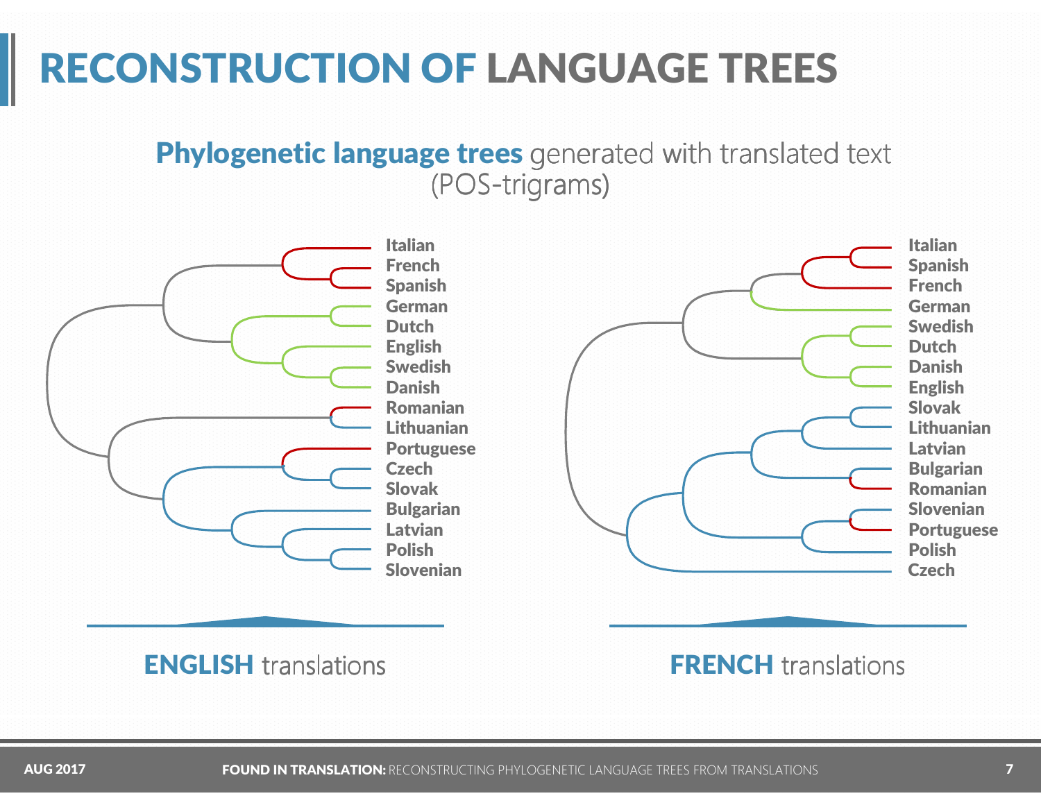# RECONSTRUCTION OF LANGUAGE TREES

## Phylogenetic language trees generated with translated text (POS-trigrams)

Italian
French
Spanish
German
Dutch
English
Swedish
Danish
Romanian
Lithuanian
Portuguese
Czech
Slovak
Bulgarian
Latvian
Polish
Slovenian

**ENGLISH** translations

Italian
Spanish
French
German
Swedish
Dutch
Danish
English
Slovak
Lithuanian
Latvian
Bulgarian
Romanian
Slovenian
Portuguese
Polish
Czech

**FRENCH** translations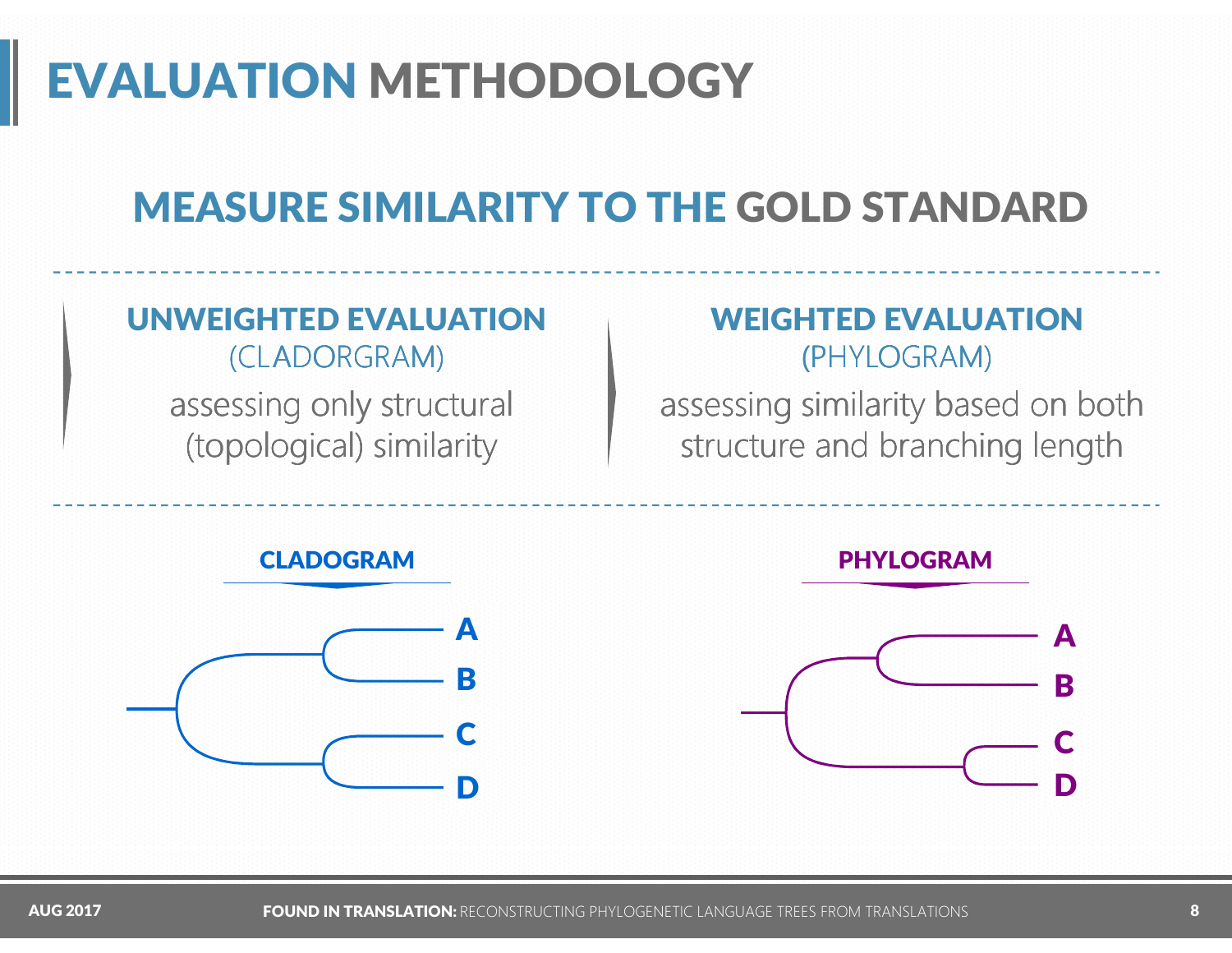# EVALUATION METHODOLOGY

## MEASURE SIMILARITY TO THE GOLD STANDARD

### UNWEIGHTED EVALUATION
(CLADORGRAM)

assessing only structural (topological) similarity

### WEIGHTED EVALUATION
(PHYLOGRAM)

assessing similarity based on both structure and branching length

**CLADOGRAM**

A
B
C
D

**PHYLOGRAM**

A
B
C
D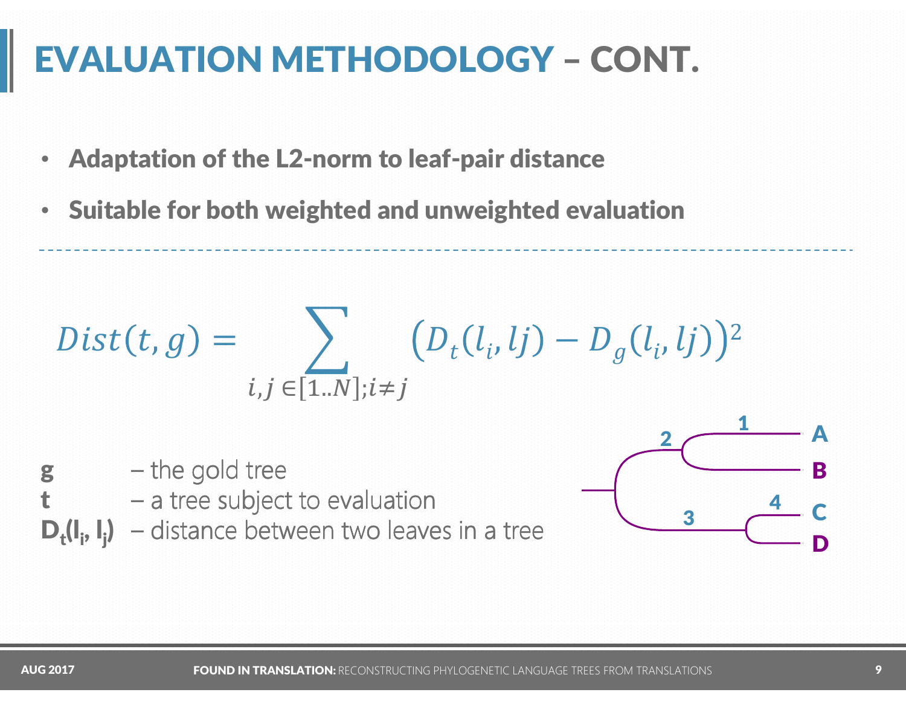# EVALUATION METHODOLOGY – CONT.

- **Adaptation of the L2-norm to leaf-pair distance**
- **Suitable for both weighted and unweighted evaluation**

---

$$Dist(t,g) = \sum_{i,j \in [1..N]; i \neq j} \left(D_t(l_i, lj) - D_g(l_i, lj)\right)^2$$

**g** – the gold tree
**t** – a tree subject to evaluation
**$D_t(l_i, l_j)$** – distance between two leaves in a tree

1, 2, 3, 4
A, B, C, D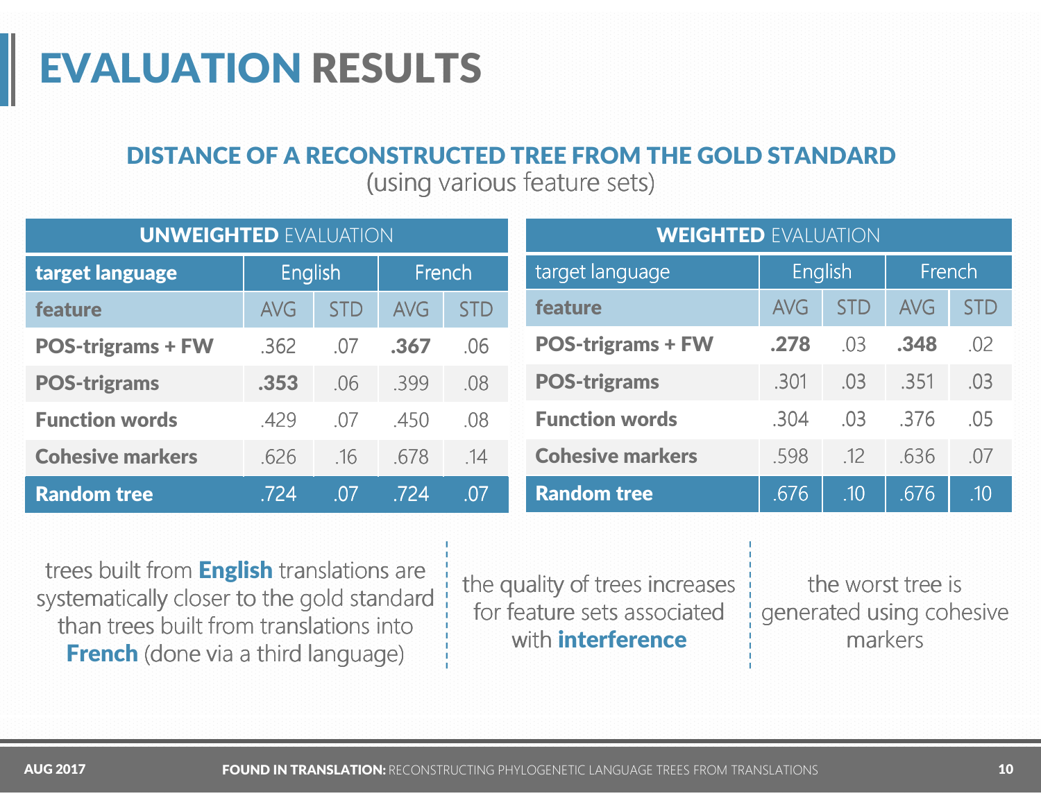# EVALUATION RESULTS

## DISTANCE OF A RECONSTRUCTED TREE FROM THE GOLD STANDARD

(using various feature sets)

**UNWEIGHTED** EVALUATION

| **target language** | English | | French | |
|---|---|---|---|---|
| **feature** | AVG | STD | AVG | STD |
| **POS-trigrams + FW** | .362 | .07 | **.367** | .06 |
| **POS-trigrams** | **.353** | .06 | .399 | .08 |
| **Function words** | .429 | .07 | .450 | .08 |
| **Cohesive markers** | .626 | .16 | .678 | .14 |
| **Random tree** | .724 | .07 | .724 | .07 |

**WEIGHTED** EVALUATION

| target language | English | | French | |
|---|---|---|---|---|
| **feature** | AVG | STD | AVG | STD |
| **POS-trigrams + FW** | **.278** | .03 | **.348** | .02 |
| **POS-trigrams** | .301 | .03 | .351 | .03 |
| **Function words** | .304 | .03 | .376 | .05 |
| **Cohesive markers** | .598 | .12 | .636 | .07 |
| **Random tree** | .676 | .10 | .676 | .10 |

trees built from **English** translations are systematically closer to the gold standard than trees built from translations into **French** (done via a third language)

the quality of trees increases for feature sets associated with **interference**

the worst tree is generated using cohesive markers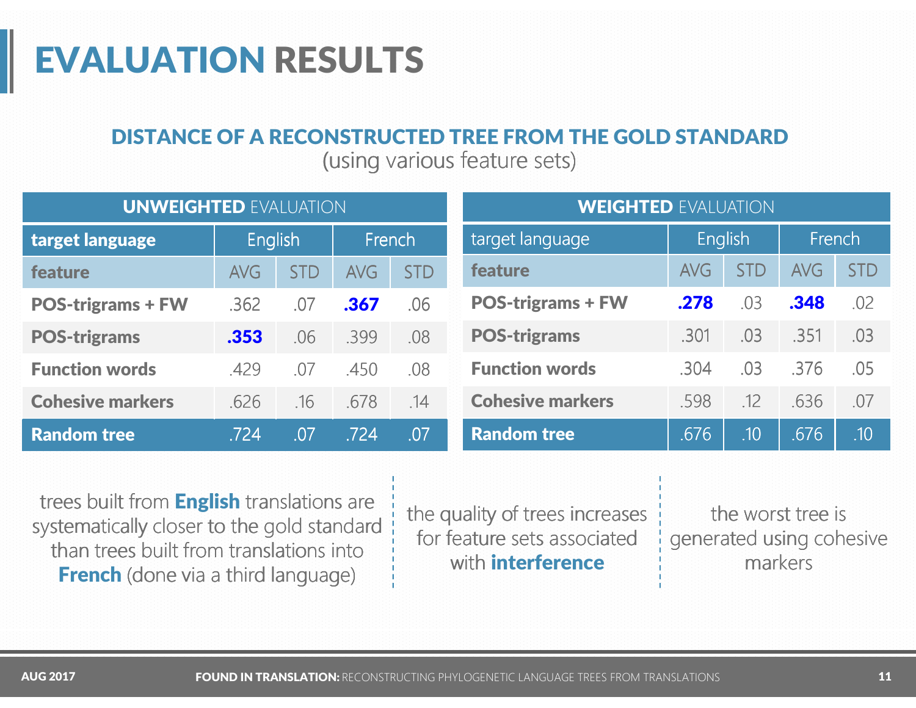# EVALUATION RESULTS

## DISTANCE OF A RECONSTRUCTED TREE FROM THE GOLD STANDARD

(using various feature sets)

**UNWEIGHTED EVALUATION**

| target language | English | | French | |
|---|---|---|---|---|
| feature | AVG | STD | AVG | STD |
| POS-trigrams + FW | .362 | .07 | **.367** | .06 |
| POS-trigrams | **.353** | .06 | .399 | .08 |
| Function words | .429 | .07 | .450 | .08 |
| Cohesive markers | .626 | .16 | .678 | .14 |
| Random tree | .724 | .07 | .724 | .07 |

**WEIGHTED EVALUATION**

| target language | English | | French | |
|---|---|---|---|---|
| feature | AVG | STD | AVG | STD |
| POS-trigrams + FW | **.278** | .03 | **.348** | .02 |
| POS-trigrams | .301 | .03 | .351 | .03 |
| Function words | .304 | .03 | .376 | .05 |
| Cohesive markers | .598 | .12 | .636 | .07 |
| Random tree | .676 | .10 | .676 | .10 |

trees built from **English** translations are systematically closer to the gold standard than trees built from translations into **French** (done via a third language)

the quality of trees increases for feature sets associated with **interference**

the worst tree is generated using cohesive markers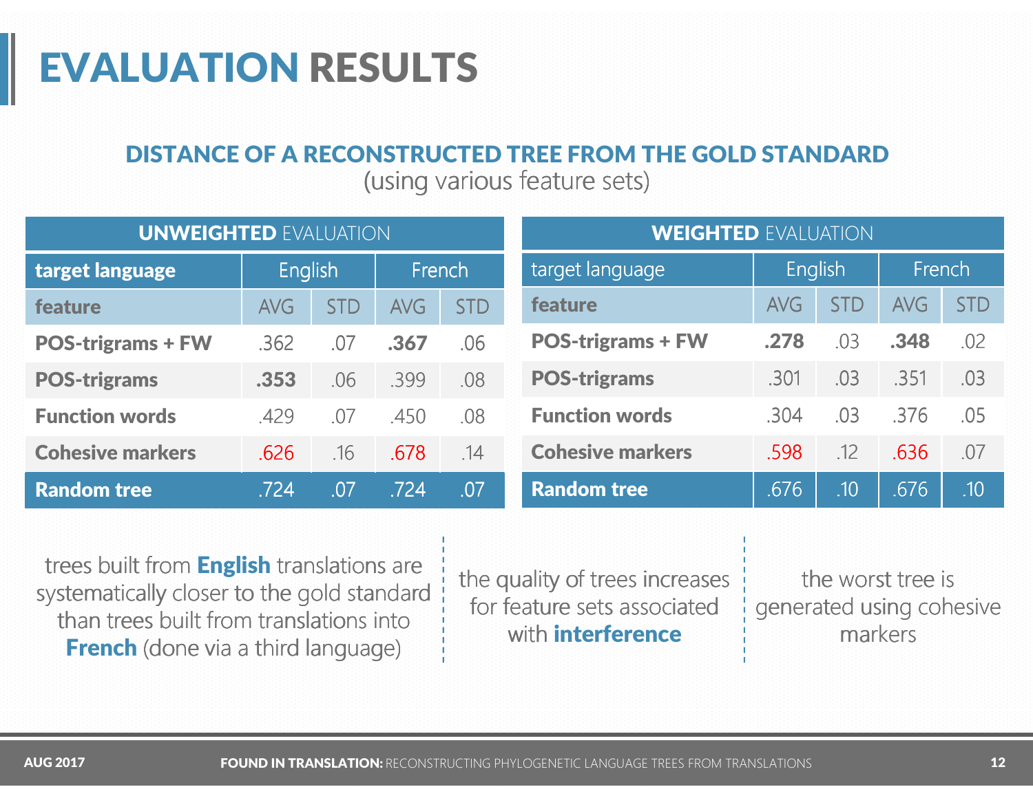# EVALUATION RESULTS

## DISTANCE OF A RECONSTRUCTED TREE FROM THE GOLD STANDARD

(using various feature sets)

**UNWEIGHTED EVALUATION**

| target language | English | | French | |
|---|---|---|---|---|
| feature | AVG | STD | AVG | STD |
| POS-trigrams + FW | .362 | .07 | **.367** | .06 |
| POS-trigrams | **.353** | .06 | .399 | .08 |
| Function words | .429 | .07 | .450 | .08 |
| Cohesive markers | .626 | .16 | .678 | .14 |
| Random tree | .724 | .07 | .724 | .07 |

**WEIGHTED EVALUATION**

| target language | English | | French | |
|---|---|---|---|---|
| feature | AVG | STD | AVG | STD |
| POS-trigrams + FW | **.278** | .03 | **.348** | .02 |
| POS-trigrams | .301 | .03 | .351 | .03 |
| Function words | .304 | .03 | .376 | .05 |
| Cohesive markers | .598 | .12 | .636 | .07 |
| Random tree | .676 | .10 | .676 | .10 |

trees built from **English** translations are systematically closer to the gold standard than trees built from translations into **French** (done via a third language)

the quality of trees increases for feature sets associated with **interference**

the worst tree is generated using cohesive markers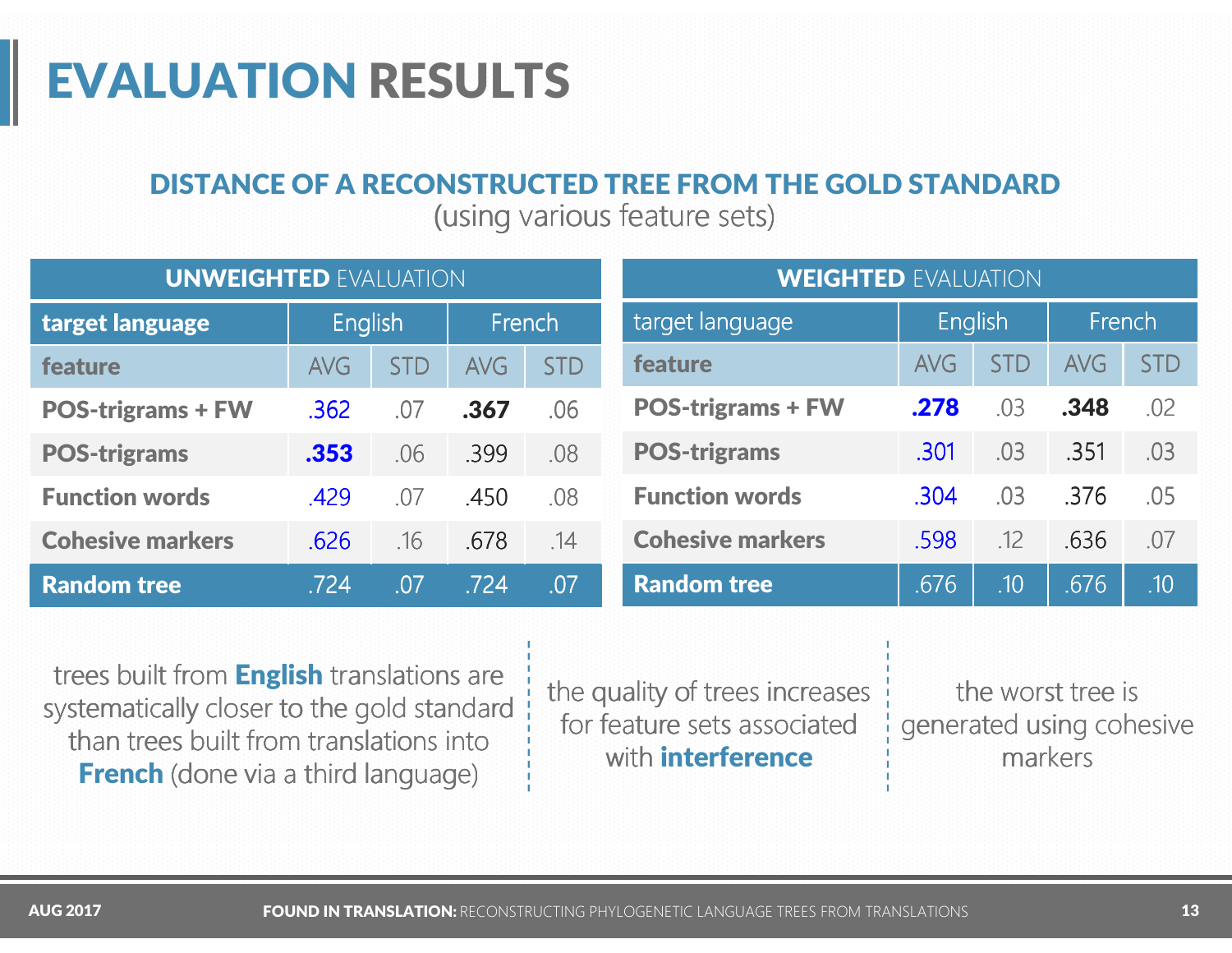# EVALUATION RESULTS

## DISTANCE OF A RECONSTRUCTED TREE FROM THE GOLD STANDARD

(using various feature sets)

| **UNWEIGHTED** EVALUATION | | | | |
|---|---|---|---|---|
| **target language** | English | | French | |
| **feature** | AVG | STD | AVG | STD |
| **POS-trigrams + FW** | .362 | .07 | **.367** | .06 |
| **POS-trigrams** | **.353** | .06 | .399 | .08 |
| **Function words** | .429 | .07 | .450 | .08 |
| **Cohesive markers** | .626 | .16 | .678 | .14 |
| **Random tree** | .724 | .07 | .724 | .07 |

| **WEIGHTED** EVALUATION | | | | |
|---|---|---|---|---|
| target language | English | | French | |
| **feature** | AVG | STD | AVG | STD |
| **POS-trigrams + FW** | **.278** | .03 | **.348** | .02 |
| **POS-trigrams** | .301 | .03 | .351 | .03 |
| **Function words** | .304 | .03 | .376 | .05 |
| **Cohesive markers** | .598 | .12 | .636 | .07 |
| **Random tree** | .676 | .10 | .676 | .10 |

trees built from **English** translations are systematically closer to the gold standard than trees built from translations into **French** (done via a third language)

the quality of trees increases for feature sets associated with **interference**

the worst tree is generated using cohesive markers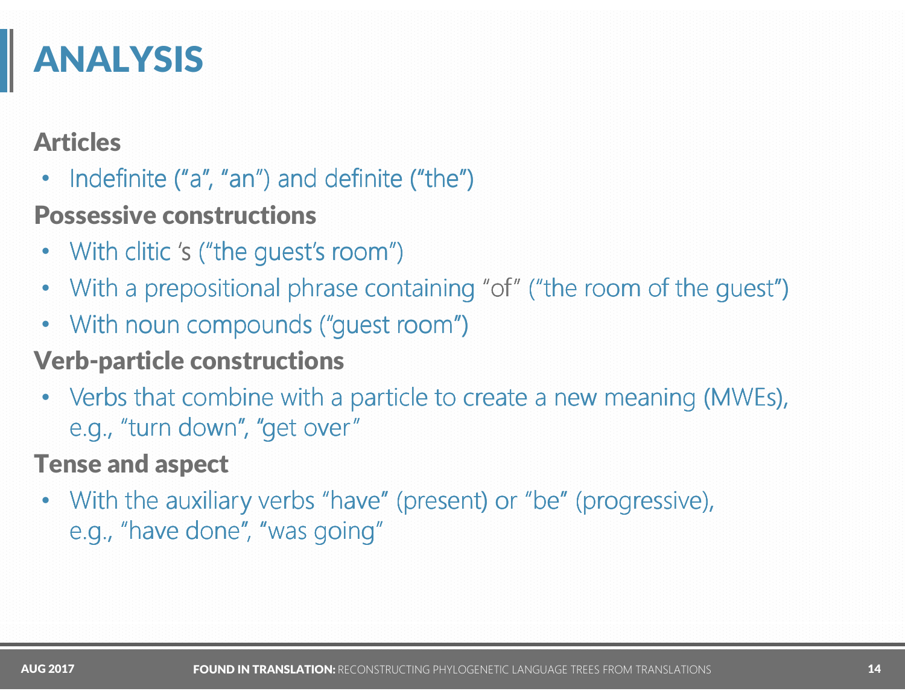# ANALYSIS

**Articles**

- Indefinite (“a”, “an”) and definite (“the”)

**Possessive constructions**

- With clitic ‘s (“the guest’s room”)
- With a prepositional phrase containing “of” (“the room of the guest”)
- With noun compounds (“guest room”)

**Verb-particle constructions**

- Verbs that combine with a particle to create a new meaning (MWEs), e.g., “turn down”, “get over”

**Tense and aspect**

- With the auxiliary verbs “have” (present) or “be” (progressive), e.g., “have done”, “was going”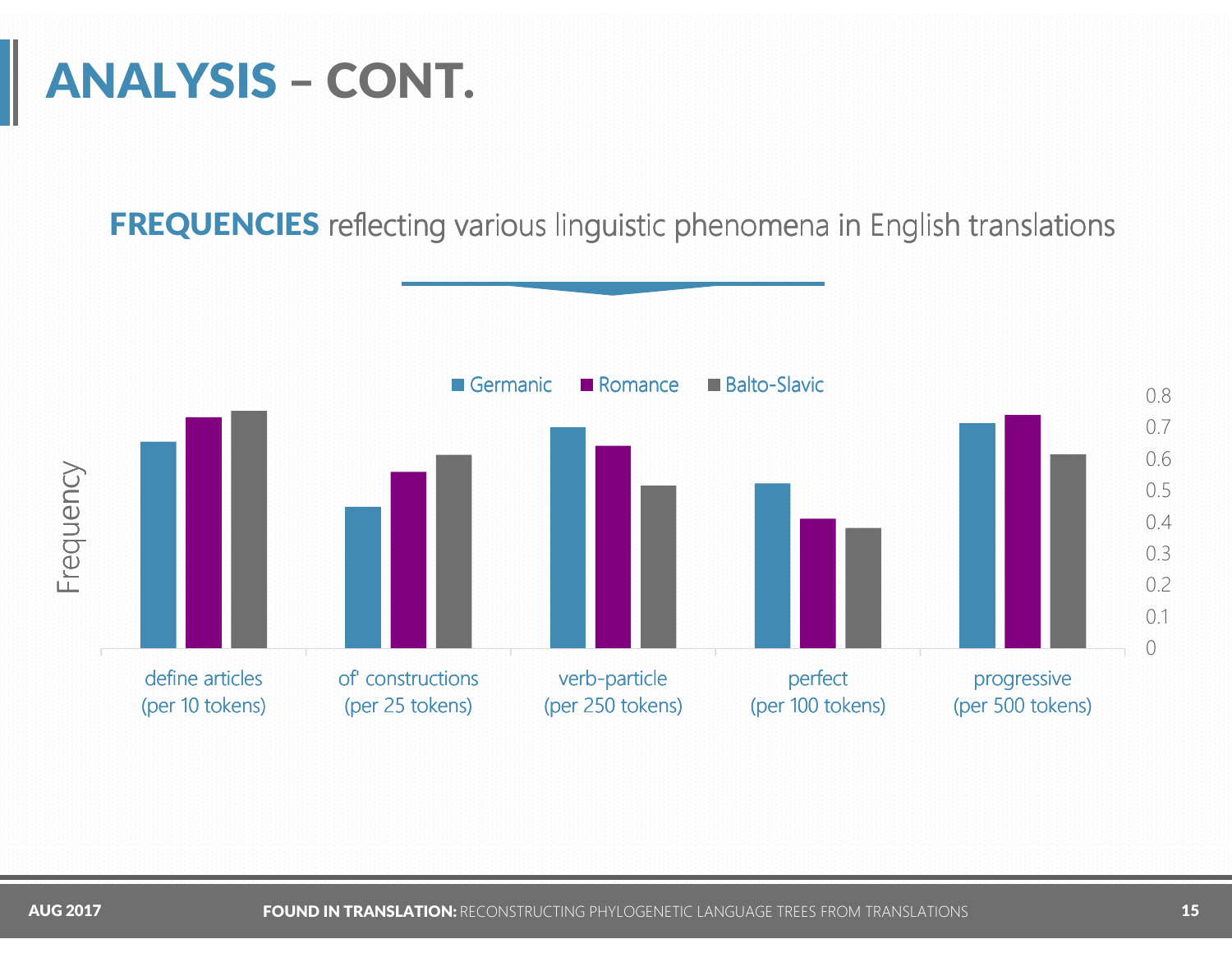# ANALYSIS – CONT.

**FREQUENCIES** reflecting various linguistic phenomena in English translations

Frequency

■ Germanic ■ Romance ■ Balto-Slavic

0.8
0.7
0.6
0.5
0.4
0.3
0.2
0.1
0

define articles (per 10 tokens)

of' constructions (per 25 tokens)

verb-particle (per 250 tokens)

perfect (per 100 tokens)

progressive (per 500 tokens)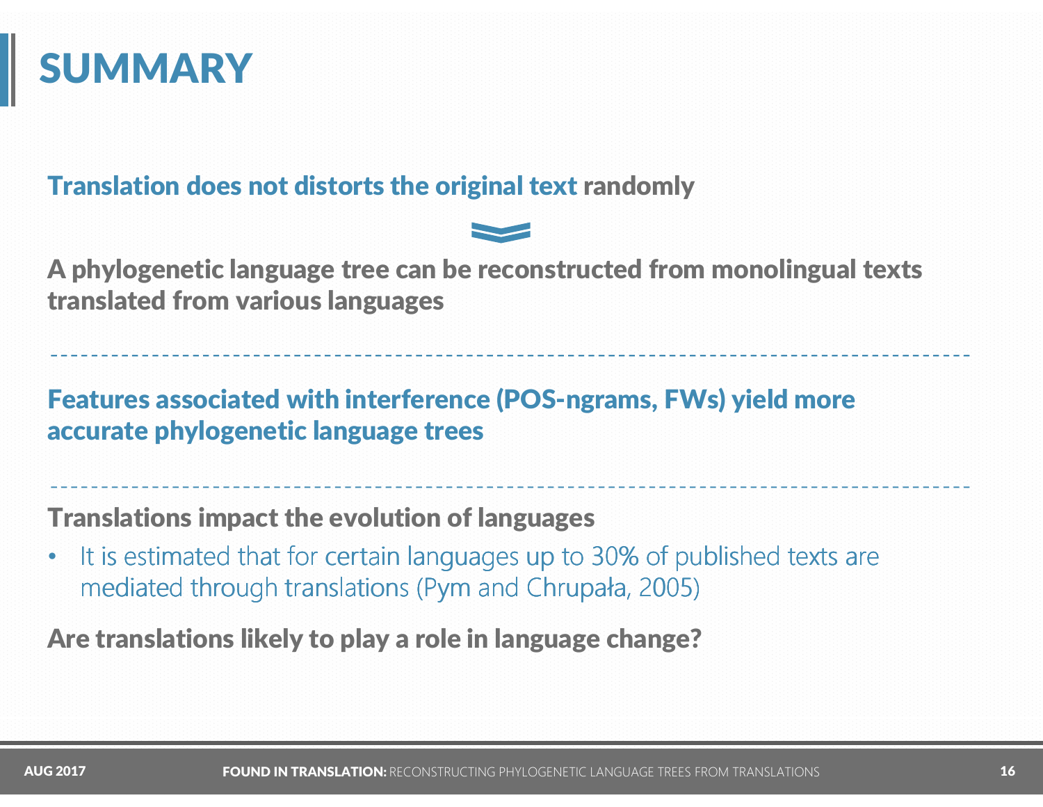# SUMMARY

**Translation does not distorts the original text randomly**

**A phylogenetic language tree can be reconstructed from monolingual texts translated from various languages**

---

**Features associated with interference (POS-ngrams, FWs) yield more accurate phylogenetic language trees**

---

**Translations impact the evolution of languages**

- It is estimated that for certain languages up to 30% of published texts are mediated through translations (Pym and Chrupała, 2005)

**Are translations likely to play a role in language change?**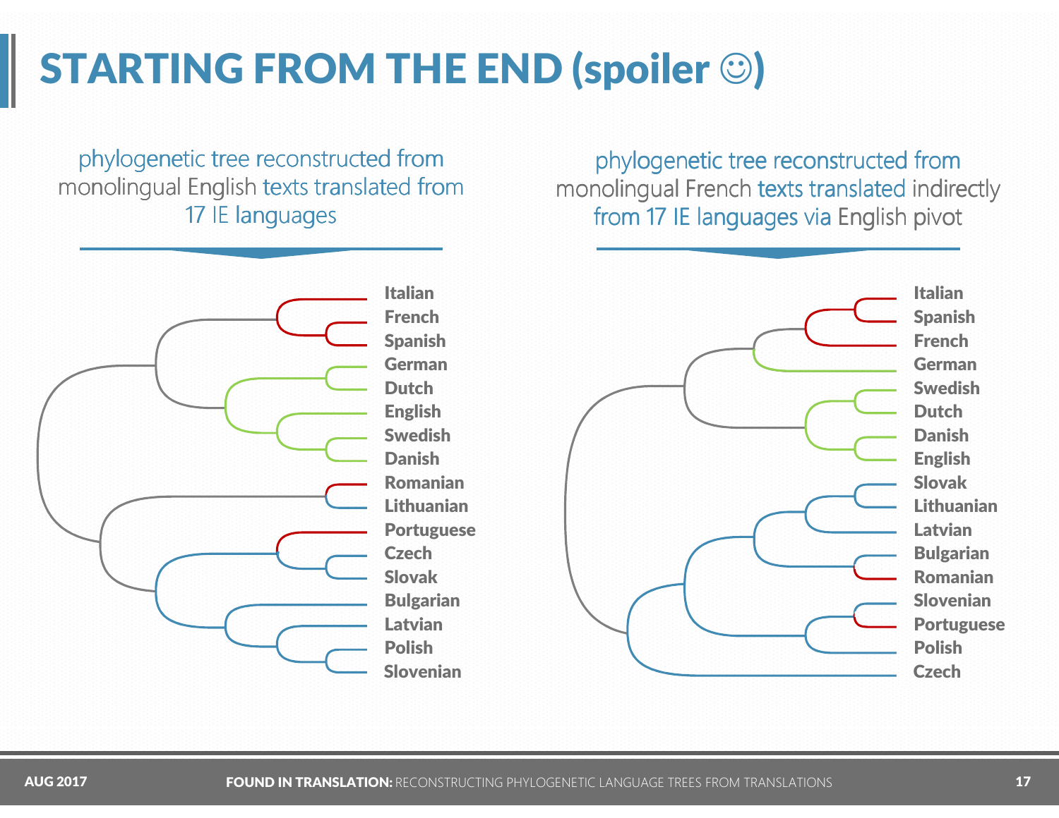# STARTING FROM THE END (spoiler ☺)

phylogenetic tree reconstructed from monolingual English texts translated from 17 IE languages

Italian
French
Spanish
German
Dutch
English
Swedish
Danish
Romanian
Lithuanian
Portuguese
Czech
Slovak
Bulgarian
Latvian
Polish
Slovenian

phylogenetic tree reconstructed from monolingual French texts translated indirectly from 17 IE languages via English pivot

Italian
Spanish
French
German
Swedish
Dutch
Danish
English
Slovak
Lithuanian
Latvian
Bulgarian
Romanian
Slovenian
Portuguese
Polish
Czech